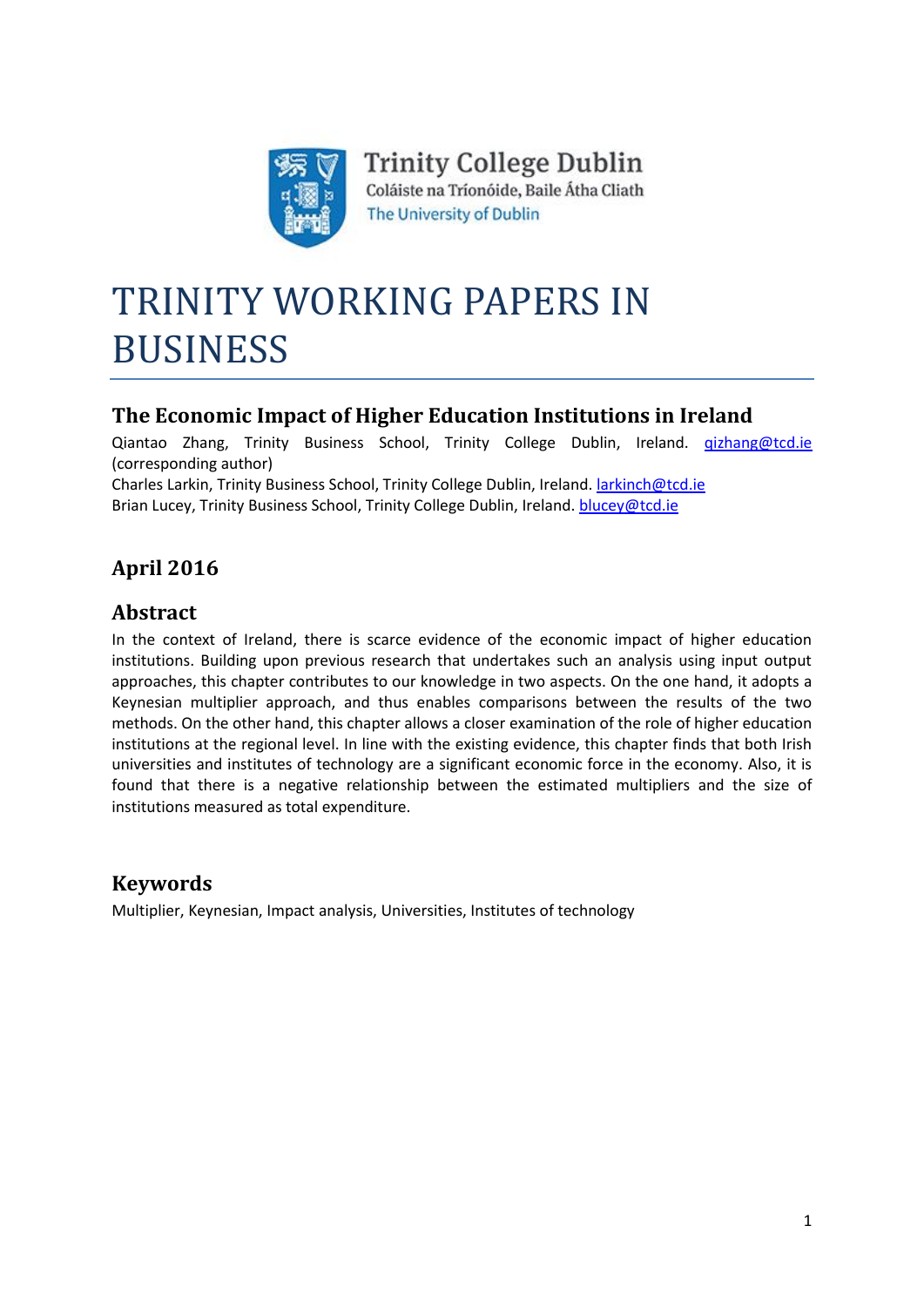Trinity College Dublin
Coláiste na Tríonóide, Baile Átha Cliath
The University of Dublin

# TRINITY WORKING PAPERS IN BUSINESS

## The Economic Impact of Higher Education Institutions in Ireland

Qiantao Zhang, Trinity Business School, Trinity College Dublin, Ireland. qizhang@tcd.ie (corresponding author)
Charles Larkin, Trinity Business School, Trinity College Dublin, Ireland. larkinch@tcd.ie
Brian Lucey, Trinity Business School, Trinity College Dublin, Ireland. blucey@tcd.ie

## April 2016

## Abstract

In the context of Ireland, there is scarce evidence of the economic impact of higher education institutions. Building upon previous research that undertakes such an analysis using input output approaches, this chapter contributes to our knowledge in two aspects. On the one hand, it adopts a Keynesian multiplier approach, and thus enables comparisons between the results of the two methods. On the other hand, this chapter allows a closer examination of the role of higher education institutions at the regional level. In line with the existing evidence, this chapter finds that both Irish universities and institutes of technology are a significant economic force in the economy. Also, it is found that there is a negative relationship between the estimated multipliers and the size of institutions measured as total expenditure.

## Keywords

Multiplier, Keynesian, Impact analysis, Universities, Institutes of technology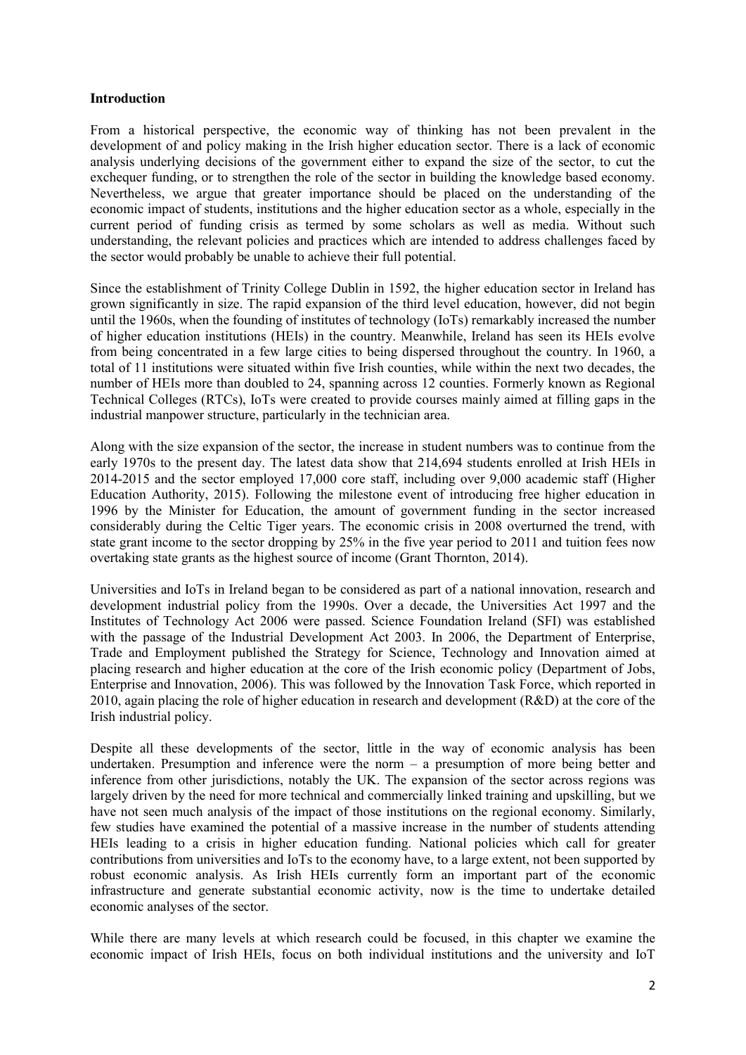**Introduction**

From a historical perspective, the economic way of thinking has not been prevalent in the development of and policy making in the Irish higher education sector. There is a lack of economic analysis underlying decisions of the government either to expand the size of the sector, to cut the exchequer funding, or to strengthen the role of the sector in building the knowledge based economy. Nevertheless, we argue that greater importance should be placed on the understanding of the economic impact of students, institutions and the higher education sector as a whole, especially in the current period of funding crisis as termed by some scholars as well as media. Without such understanding, the relevant policies and practices which are intended to address challenges faced by the sector would probably be unable to achieve their full potential.

Since the establishment of Trinity College Dublin in 1592, the higher education sector in Ireland has grown significantly in size. The rapid expansion of the third level education, however, did not begin until the 1960s, when the founding of institutes of technology (IoTs) remarkably increased the number of higher education institutions (HEIs) in the country. Meanwhile, Ireland has seen its HEIs evolve from being concentrated in a few large cities to being dispersed throughout the country. In 1960, a total of 11 institutions were situated within five Irish counties, while within the next two decades, the number of HEIs more than doubled to 24, spanning across 12 counties. Formerly known as Regional Technical Colleges (RTCs), IoTs were created to provide courses mainly aimed at filling gaps in the industrial manpower structure, particularly in the technician area.

Along with the size expansion of the sector, the increase in student numbers was to continue from the early 1970s to the present day. The latest data show that 214,694 students enrolled at Irish HEIs in 2014-2015 and the sector employed 17,000 core staff, including over 9,000 academic staff (Higher Education Authority, 2015). Following the milestone event of introducing free higher education in 1996 by the Minister for Education, the amount of government funding in the sector increased considerably during the Celtic Tiger years. The economic crisis in 2008 overturned the trend, with state grant income to the sector dropping by 25% in the five year period to 2011 and tuition fees now overtaking state grants as the highest source of income (Grant Thornton, 2014).

Universities and IoTs in Ireland began to be considered as part of a national innovation, research and development industrial policy from the 1990s. Over a decade, the Universities Act 1997 and the Institutes of Technology Act 2006 were passed. Science Foundation Ireland (SFI) was established with the passage of the Industrial Development Act 2003. In 2006, the Department of Enterprise, Trade and Employment published the Strategy for Science, Technology and Innovation aimed at placing research and higher education at the core of the Irish economic policy (Department of Jobs, Enterprise and Innovation, 2006). This was followed by the Innovation Task Force, which reported in 2010, again placing the role of higher education in research and development (R&D) at the core of the Irish industrial policy.

Despite all these developments of the sector, little in the way of economic analysis has been undertaken. Presumption and inference were the norm – a presumption of more being better and inference from other jurisdictions, notably the UK. The expansion of the sector across regions was largely driven by the need for more technical and commercially linked training and upskilling, but we have not seen much analysis of the impact of those institutions on the regional economy. Similarly, few studies have examined the potential of a massive increase in the number of students attending HEIs leading to a crisis in higher education funding. National policies which call for greater contributions from universities and IoTs to the economy have, to a large extent, not been supported by robust economic analysis. As Irish HEIs currently form an important part of the economic infrastructure and generate substantial economic activity, now is the time to undertake detailed economic analyses of the sector.

While there are many levels at which research could be focused, in this chapter we examine the economic impact of Irish HEIs, focus on both individual institutions and the university and IoT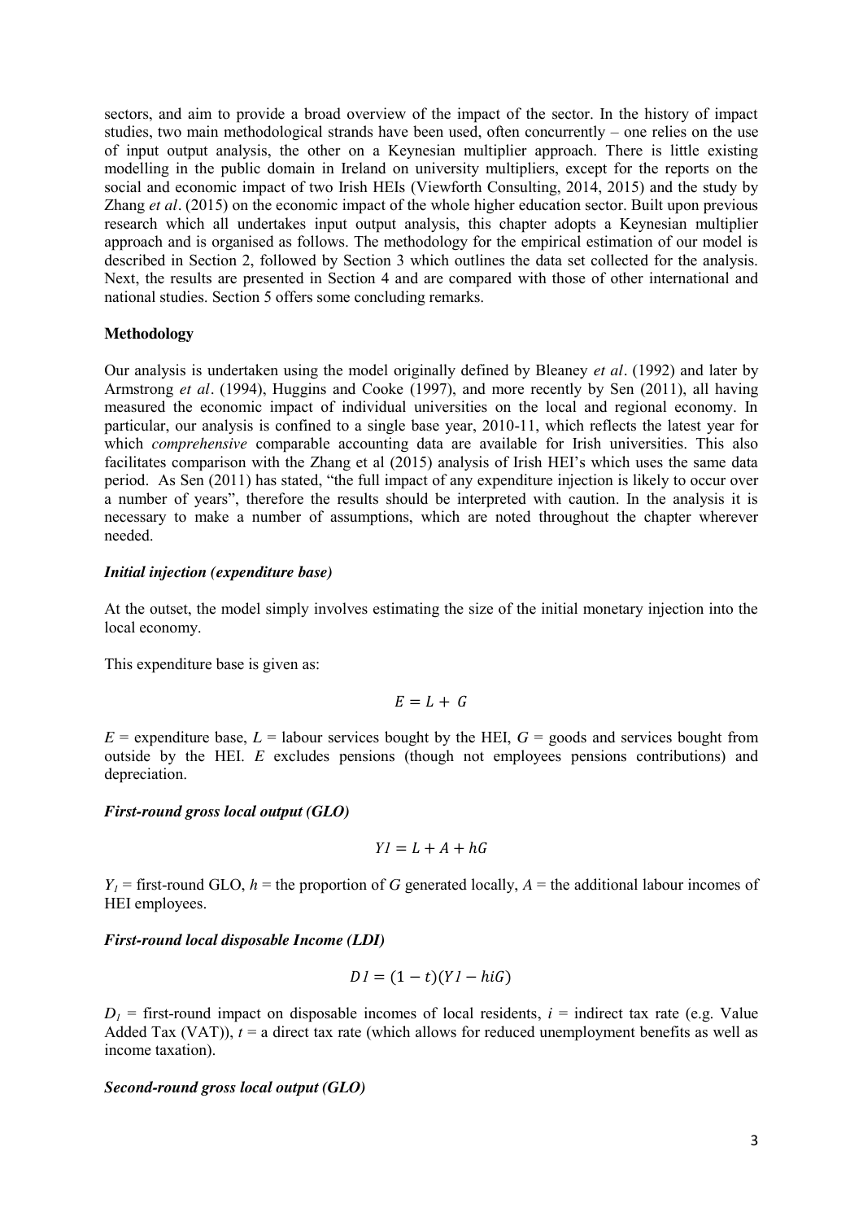sectors, and aim to provide a broad overview of the impact of the sector. In the history of impact studies, two main methodological strands have been used, often concurrently – one relies on the use of input output analysis, the other on a Keynesian multiplier approach. There is little existing modelling in the public domain in Ireland on university multipliers, except for the reports on the social and economic impact of two Irish HEIs (Viewforth Consulting, 2014, 2015) and the study by Zhang *et al*. (2015) on the economic impact of the whole higher education sector. Built upon previous research which all undertakes input output analysis, this chapter adopts a Keynesian multiplier approach and is organised as follows. The methodology for the empirical estimation of our model is described in Section 2, followed by Section 3 which outlines the data set collected for the analysis. Next, the results are presented in Section 4 and are compared with those of other international and national studies. Section 5 offers some concluding remarks.

**Methodology**

Our analysis is undertaken using the model originally defined by Bleaney *et al*. (1992) and later by Armstrong *et al*. (1994), Huggins and Cooke (1997), and more recently by Sen (2011), all having measured the economic impact of individual universities on the local and regional economy. In particular, our analysis is confined to a single base year, 2010-11, which reflects the latest year for which *comprehensive* comparable accounting data are available for Irish universities. This also facilitates comparison with the Zhang et al (2015) analysis of Irish HEI's which uses the same data period. As Sen (2011) has stated, "the full impact of any expenditure injection is likely to occur over a number of years", therefore the results should be interpreted with caution. In the analysis it is necessary to make a number of assumptions, which are noted throughout the chapter wherever needed.

***Initial injection (expenditure base)***

At the outset, the model simply involves estimating the size of the initial monetary injection into the local economy.

This expenditure base is given as:

$$E = L + G$$

$E$ = expenditure base, $L$ = labour services bought by the HEI, $G$ = goods and services bought from outside by the HEI. $E$ excludes pensions (though not employees pensions contributions) and depreciation.

***First-round gross local output (GLO)***

$$Y1 = L + A + hG$$

$Y_1$ = first-round GLO, $h$ = the proportion of $G$ generated locally, $A$ = the additional labour incomes of HEI employees.

***First-round local disposable Income (LDI)***

$$D1 = (1 - t)(Y1 - hiG)$$

$D_1$ = first-round impact on disposable incomes of local residents, $i$ = indirect tax rate (e.g. Value Added Tax (VAT)), $t$ = a direct tax rate (which allows for reduced unemployment benefits as well as income taxation).

***Second-round gross local output (GLO)***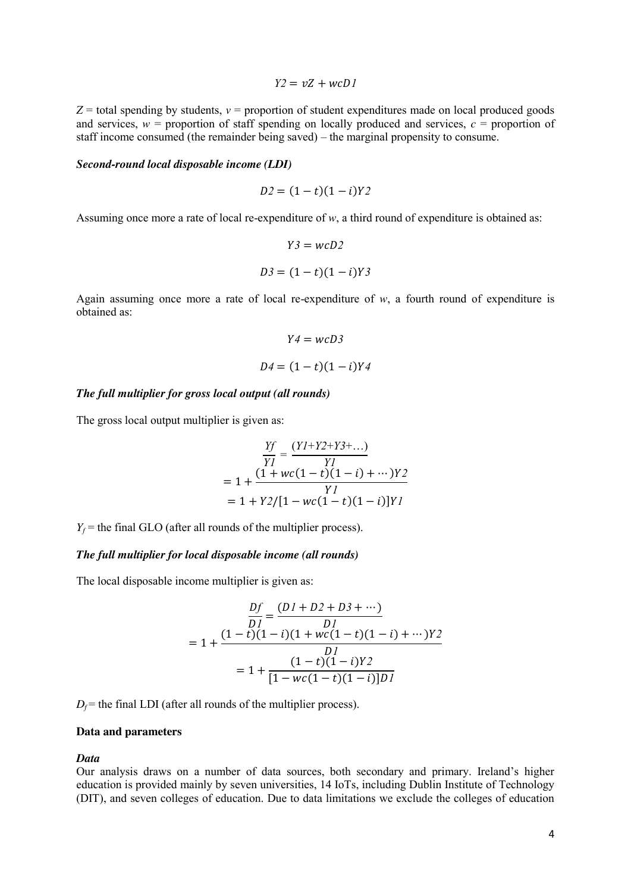$$Y2 = vZ + wcD1$$

$Z$ = total spending by students, $v$ = proportion of student expenditures made on local produced goods and services, $w$ = proportion of staff spending on locally produced and services, $c$ = proportion of staff income consumed (the remainder being saved) – the marginal propensity to consume.

***Second-round local disposable income (LDI)***

$$D2 = (1 - t)(1 - i)Y2$$

Assuming once more a rate of local re-expenditure of $w$, a third round of expenditure is obtained as:

$$Y3 = wcD2$$

$$D3 = (1 - t)(1 - i)Y3$$

Again assuming once more a rate of local re-expenditure of $w$, a fourth round of expenditure is obtained as:

$$Y4 = wcD3$$

$$D4 = (1 - t)(1 - i)Y4$$

***The full multiplier for gross local output (all rounds)***

The gross local output multiplier is given as:

$$\frac{Yf}{Y1} = \frac{(Y1+Y2+Y3+\ldots)}{Y1}$$

$$= 1 + \frac{(1 + wc(1 - t)(1 - i) + \cdots)Y2}{Y1}$$

$$= 1 + Y2/[1 - wc(1 - t)(1 - i)]Y1$$

$Y_f$ = the final GLO (after all rounds of the multiplier process).

***The full multiplier for local disposable income (all rounds)***

The local disposable income multiplier is given as:

$$\frac{Df}{D1} = \frac{(D1 + D2 + D3 + \cdots)}{D1}$$

$$= 1 + \frac{(1 - t)(1 - i)(1 + wc(1 - t)(1 - i) + \cdots)Y2}{D1}$$

$$= 1 + \frac{(1 - t)(1 - i)Y2}{[1 - wc(1 - t)(1 - i)]D1}$$

$D_f$ = the final LDI (after all rounds of the multiplier process).

**Data and parameters**

***Data***

Our analysis draws on a number of data sources, both secondary and primary. Ireland's higher education is provided mainly by seven universities, 14 IoTs, including Dublin Institute of Technology (DIT), and seven colleges of education. Due to data limitations we exclude the colleges of education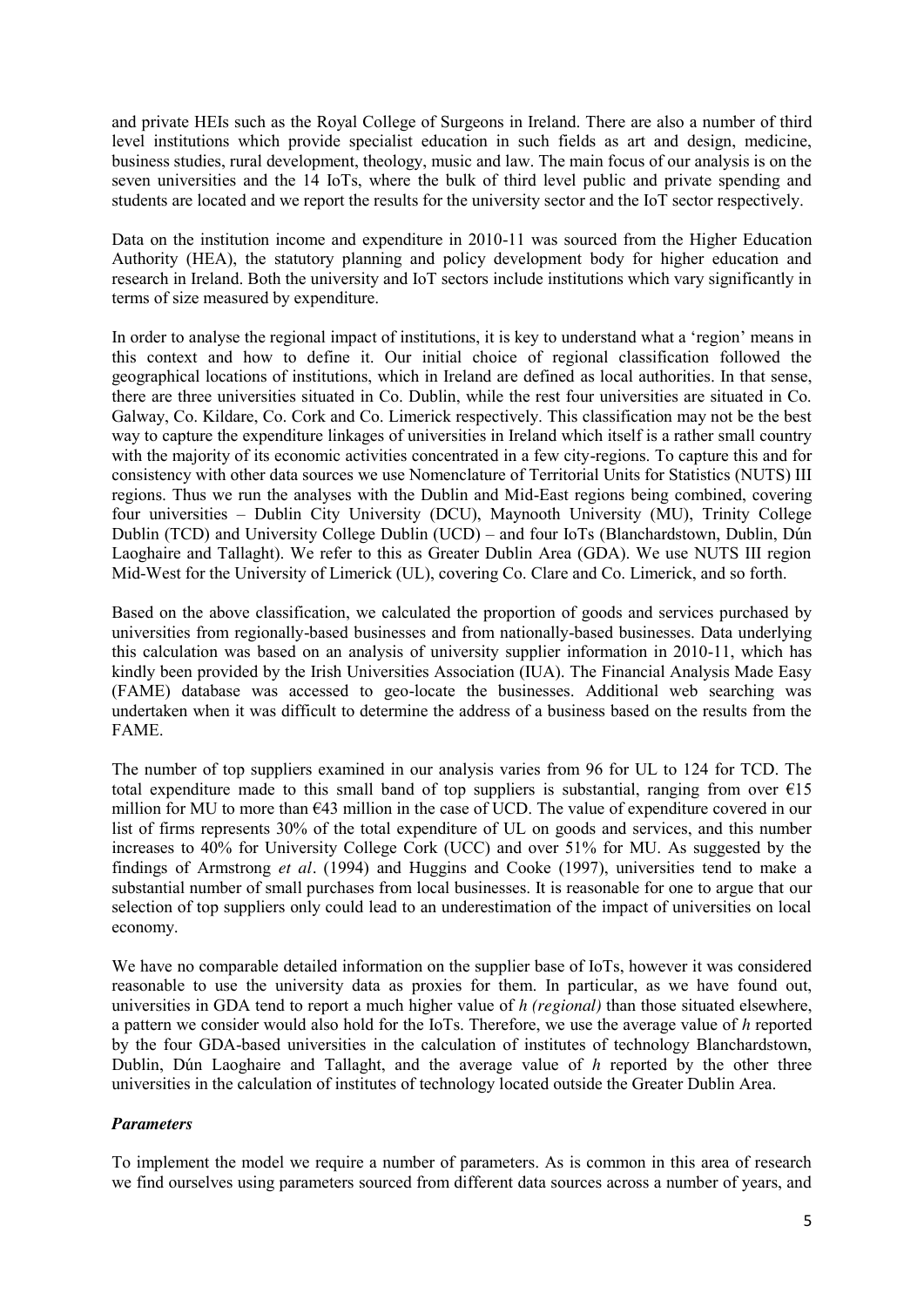and private HEIs such as the Royal College of Surgeons in Ireland. There are also a number of third level institutions which provide specialist education in such fields as art and design, medicine, business studies, rural development, theology, music and law. The main focus of our analysis is on the seven universities and the 14 IoTs, where the bulk of third level public and private spending and students are located and we report the results for the university sector and the IoT sector respectively.

Data on the institution income and expenditure in 2010-11 was sourced from the Higher Education Authority (HEA), the statutory planning and policy development body for higher education and research in Ireland. Both the university and IoT sectors include institutions which vary significantly in terms of size measured by expenditure.

In order to analyse the regional impact of institutions, it is key to understand what a 'region' means in this context and how to define it. Our initial choice of regional classification followed the geographical locations of institutions, which in Ireland are defined as local authorities. In that sense, there are three universities situated in Co. Dublin, while the rest four universities are situated in Co. Galway, Co. Kildare, Co. Cork and Co. Limerick respectively. This classification may not be the best way to capture the expenditure linkages of universities in Ireland which itself is a rather small country with the majority of its economic activities concentrated in a few city-regions. To capture this and for consistency with other data sources we use Nomenclature of Territorial Units for Statistics (NUTS) III regions. Thus we run the analyses with the Dublin and Mid-East regions being combined, covering four universities – Dublin City University (DCU), Maynooth University (MU), Trinity College Dublin (TCD) and University College Dublin (UCD) – and four IoTs (Blanchardstown, Dublin, Dún Laoghaire and Tallaght). We refer to this as Greater Dublin Area (GDA). We use NUTS III region Mid-West for the University of Limerick (UL), covering Co. Clare and Co. Limerick, and so forth.

Based on the above classification, we calculated the proportion of goods and services purchased by universities from regionally-based businesses and from nationally-based businesses. Data underlying this calculation was based on an analysis of university supplier information in 2010-11, which has kindly been provided by the Irish Universities Association (IUA). The Financial Analysis Made Easy (FAME) database was accessed to geo-locate the businesses. Additional web searching was undertaken when it was difficult to determine the address of a business based on the results from the FAME.

The number of top suppliers examined in our analysis varies from 96 for UL to 124 for TCD. The total expenditure made to this small band of top suppliers is substantial, ranging from over €15 million for MU to more than €43 million in the case of UCD. The value of expenditure covered in our list of firms represents 30% of the total expenditure of UL on goods and services, and this number increases to 40% for University College Cork (UCC) and over 51% for MU. As suggested by the findings of Armstrong *et al*. (1994) and Huggins and Cooke (1997), universities tend to make a substantial number of small purchases from local businesses. It is reasonable for one to argue that our selection of top suppliers only could lead to an underestimation of the impact of universities on local economy.

We have no comparable detailed information on the supplier base of IoTs, however it was considered reasonable to use the university data as proxies for them. In particular, as we have found out, universities in GDA tend to report a much higher value of *h (regional)* than those situated elsewhere, a pattern we consider would also hold for the IoTs. Therefore, we use the average value of *h* reported by the four GDA-based universities in the calculation of institutes of technology Blanchardstown, Dublin, Dún Laoghaire and Tallaght, and the average value of *h* reported by the other three universities in the calculation of institutes of technology located outside the Greater Dublin Area.

### *Parameters*

To implement the model we require a number of parameters. As is common in this area of research we find ourselves using parameters sourced from different data sources across a number of years, and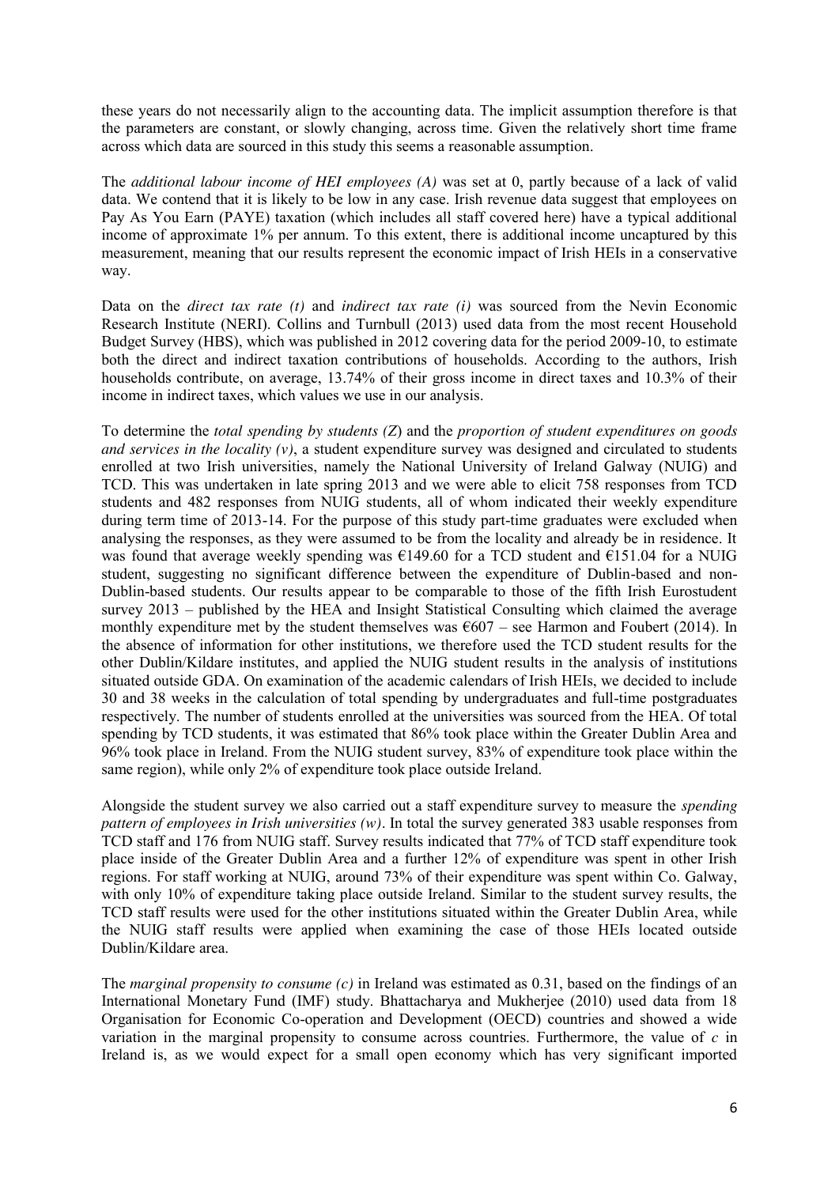these years do not necessarily align to the accounting data. The implicit assumption therefore is that the parameters are constant, or slowly changing, across time. Given the relatively short time frame across which data are sourced in this study this seems a reasonable assumption.

The *additional labour income of HEI employees (A)* was set at 0, partly because of a lack of valid data. We contend that it is likely to be low in any case. Irish revenue data suggest that employees on Pay As You Earn (PAYE) taxation (which includes all staff covered here) have a typical additional income of approximate 1% per annum. To this extent, there is additional income uncaptured by this measurement, meaning that our results represent the economic impact of Irish HEIs in a conservative way.

Data on the *direct tax rate (t)* and *indirect tax rate (i)* was sourced from the Nevin Economic Research Institute (NERI). Collins and Turnbull (2013) used data from the most recent Household Budget Survey (HBS), which was published in 2012 covering data for the period 2009-10, to estimate both the direct and indirect taxation contributions of households. According to the authors, Irish households contribute, on average, 13.74% of their gross income in direct taxes and 10.3% of their income in indirect taxes, which values we use in our analysis.

To determine the *total spending by students (Z)* and the *proportion of student expenditures on goods and services in the locality (v)*, a student expenditure survey was designed and circulated to students enrolled at two Irish universities, namely the National University of Ireland Galway (NUIG) and TCD. This was undertaken in late spring 2013 and we were able to elicit 758 responses from TCD students and 482 responses from NUIG students, all of whom indicated their weekly expenditure during term time of 2013-14. For the purpose of this study part-time graduates were excluded when analysing the responses, as they were assumed to be from the locality and already be in residence. It was found that average weekly spending was €149.60 for a TCD student and €151.04 for a NUIG student, suggesting no significant difference between the expenditure of Dublin-based and non-Dublin-based students. Our results appear to be comparable to those of the fifth Irish Eurostudent survey 2013 – published by the HEA and Insight Statistical Consulting which claimed the average monthly expenditure met by the student themselves was €607 – see Harmon and Foubert (2014). In the absence of information for other institutions, we therefore used the TCD student results for the other Dublin/Kildare institutes, and applied the NUIG student results in the analysis of institutions situated outside GDA. On examination of the academic calendars of Irish HEIs, we decided to include 30 and 38 weeks in the calculation of total spending by undergraduates and full-time postgraduates respectively. The number of students enrolled at the universities was sourced from the HEA. Of total spending by TCD students, it was estimated that 86% took place within the Greater Dublin Area and 96% took place in Ireland. From the NUIG student survey, 83% of expenditure took place within the same region), while only 2% of expenditure took place outside Ireland.

Alongside the student survey we also carried out a staff expenditure survey to measure the *spending pattern of employees in Irish universities (w)*. In total the survey generated 383 usable responses from TCD staff and 176 from NUIG staff. Survey results indicated that 77% of TCD staff expenditure took place inside of the Greater Dublin Area and a further 12% of expenditure was spent in other Irish regions. For staff working at NUIG, around 73% of their expenditure was spent within Co. Galway, with only 10% of expenditure taking place outside Ireland. Similar to the student survey results, the TCD staff results were used for the other institutions situated within the Greater Dublin Area, while the NUIG staff results were applied when examining the case of those HEIs located outside Dublin/Kildare area.

The *marginal propensity to consume (c)* in Ireland was estimated as 0.31, based on the findings of an International Monetary Fund (IMF) study. Bhattacharya and Mukherjee (2010) used data from 18 Organisation for Economic Co-operation and Development (OECD) countries and showed a wide variation in the marginal propensity to consume across countries. Furthermore, the value of $c$ in Ireland is, as we would expect for a small open economy which has very significant imported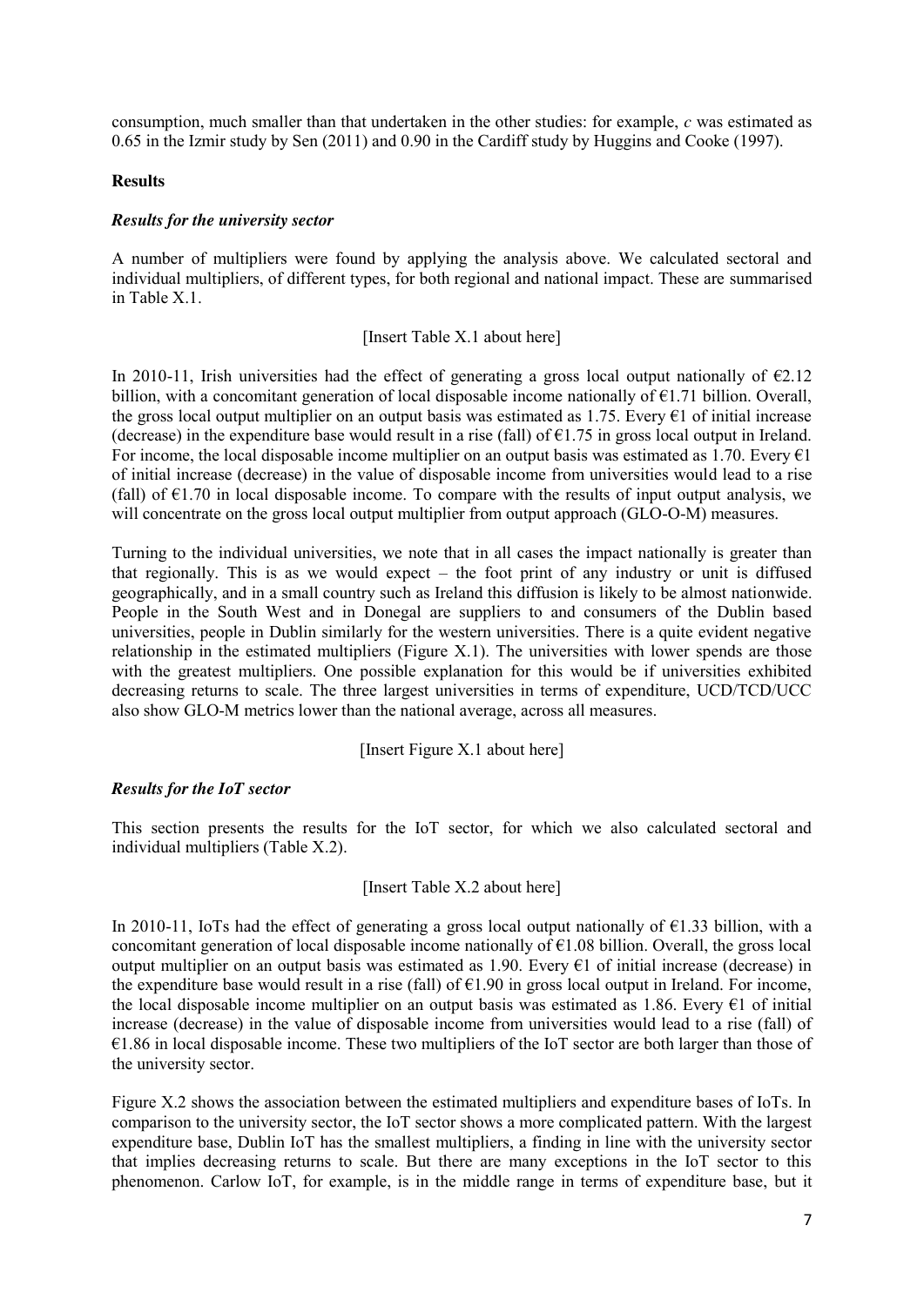consumption, much smaller than that undertaken in the other studies: for example, $c$ was estimated as 0.65 in the Izmir study by Sen (2011) and 0.90 in the Cardiff study by Huggins and Cooke (1997).

## Results

### *Results for the university sector*

A number of multipliers were found by applying the analysis above. We calculated sectoral and individual multipliers, of different types, for both regional and national impact. These are summarised in Table X.1.

[Insert Table X.1 about here]

In 2010-11, Irish universities had the effect of generating a gross local output nationally of €2.12 billion, with a concomitant generation of local disposable income nationally of €1.71 billion. Overall, the gross local output multiplier on an output basis was estimated as 1.75. Every €1 of initial increase (decrease) in the expenditure base would result in a rise (fall) of €1.75 in gross local output in Ireland. For income, the local disposable income multiplier on an output basis was estimated as 1.70. Every €1 of initial increase (decrease) in the value of disposable income from universities would lead to a rise (fall) of €1.70 in local disposable income. To compare with the results of input output analysis, we will concentrate on the gross local output multiplier from output approach (GLO-O-M) measures.

Turning to the individual universities, we note that in all cases the impact nationally is greater than that regionally. This is as we would expect – the foot print of any industry or unit is diffused geographically, and in a small country such as Ireland this diffusion is likely to be almost nationwide. People in the South West and in Donegal are suppliers to and consumers of the Dublin based universities, people in Dublin similarly for the western universities. There is a quite evident negative relationship in the estimated multipliers (Figure X.1). The universities with lower spends are those with the greatest multipliers. One possible explanation for this would be if universities exhibited decreasing returns to scale. The three largest universities in terms of expenditure, UCD/TCD/UCC also show GLO-M metrics lower than the national average, across all measures.

[Insert Figure X.1 about here]

### *Results for the IoT sector*

This section presents the results for the IoT sector, for which we also calculated sectoral and individual multipliers (Table X.2).

[Insert Table X.2 about here]

In 2010-11, IoTs had the effect of generating a gross local output nationally of €1.33 billion, with a concomitant generation of local disposable income nationally of €1.08 billion. Overall, the gross local output multiplier on an output basis was estimated as 1.90. Every €1 of initial increase (decrease) in the expenditure base would result in a rise (fall) of €1.90 in gross local output in Ireland. For income, the local disposable income multiplier on an output basis was estimated as 1.86. Every €1 of initial increase (decrease) in the value of disposable income from universities would lead to a rise (fall) of €1.86 in local disposable income. These two multipliers of the IoT sector are both larger than those of the university sector.

Figure X.2 shows the association between the estimated multipliers and expenditure bases of IoTs. In comparison to the university sector, the IoT sector shows a more complicated pattern. With the largest expenditure base, Dublin IoT has the smallest multipliers, a finding in line with the university sector that implies decreasing returns to scale. But there are many exceptions in the IoT sector to this phenomenon. Carlow IoT, for example, is in the middle range in terms of expenditure base, but it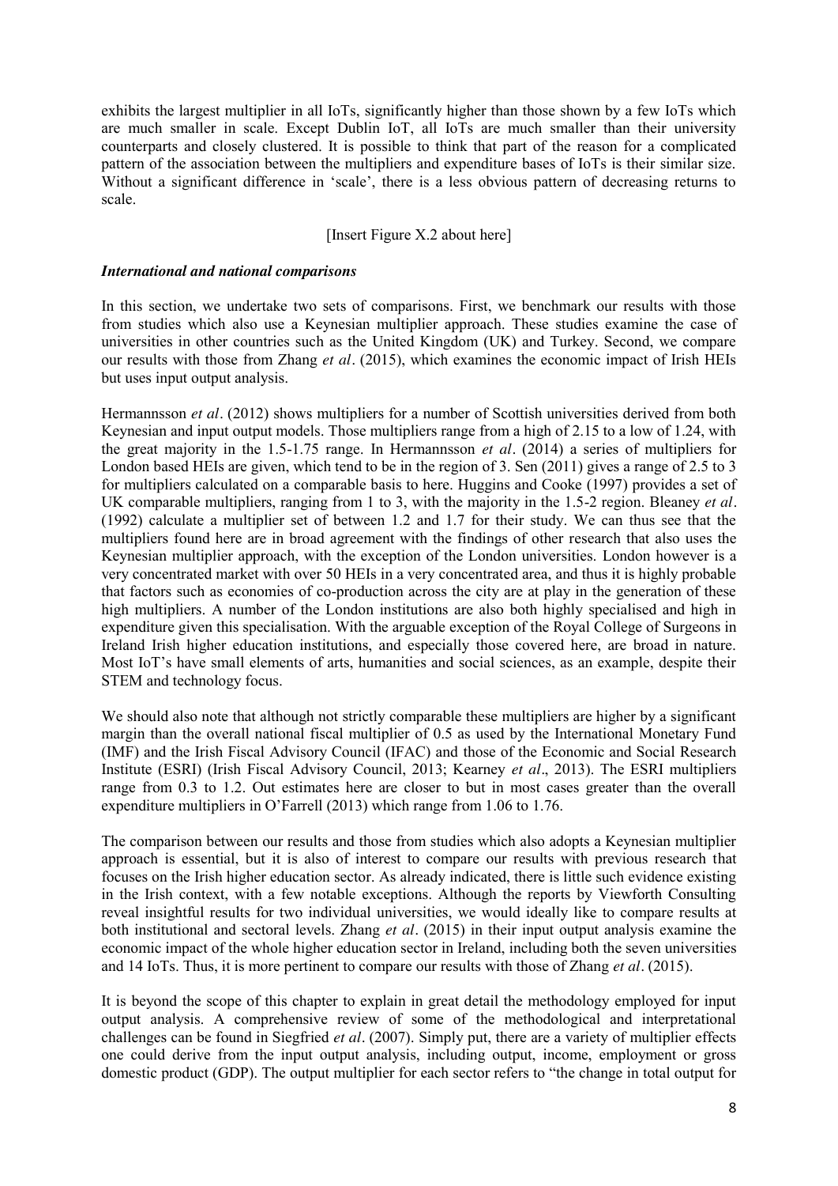exhibits the largest multiplier in all IoTs, significantly higher than those shown by a few IoTs which are much smaller in scale. Except Dublin IoT, all IoTs are much smaller than their university counterparts and closely clustered. It is possible to think that part of the reason for a complicated pattern of the association between the multipliers and expenditure bases of IoTs is their similar size. Without a significant difference in 'scale', there is a less obvious pattern of decreasing returns to scale.

[Insert Figure X.2 about here]

### *International and national comparisons*

In this section, we undertake two sets of comparisons. First, we benchmark our results with those from studies which also use a Keynesian multiplier approach. These studies examine the case of universities in other countries such as the United Kingdom (UK) and Turkey. Second, we compare our results with those from Zhang *et al*. (2015), which examines the economic impact of Irish HEIs but uses input output analysis.

Hermannsson *et al*. (2012) shows multipliers for a number of Scottish universities derived from both Keynesian and input output models. Those multipliers range from a high of 2.15 to a low of 1.24, with the great majority in the 1.5-1.75 range. In Hermannsson *et al*. (2014) a series of multipliers for London based HEIs are given, which tend to be in the region of 3. Sen (2011) gives a range of 2.5 to 3 for multipliers calculated on a comparable basis to here. Huggins and Cooke (1997) provides a set of UK comparable multipliers, ranging from 1 to 3, with the majority in the 1.5-2 region. Bleaney *et al*. (1992) calculate a multiplier set of between 1.2 and 1.7 for their study. We can thus see that the multipliers found here are in broad agreement with the findings of other research that also uses the Keynesian multiplier approach, with the exception of the London universities. London however is a very concentrated market with over 50 HEIs in a very concentrated area, and thus it is highly probable that factors such as economies of co-production across the city are at play in the generation of these high multipliers. A number of the London institutions are also both highly specialised and high in expenditure given this specialisation. With the arguable exception of the Royal College of Surgeons in Ireland Irish higher education institutions, and especially those covered here, are broad in nature. Most IoT's have small elements of arts, humanities and social sciences, as an example, despite their STEM and technology focus.

We should also note that although not strictly comparable these multipliers are higher by a significant margin than the overall national fiscal multiplier of 0.5 as used by the International Monetary Fund (IMF) and the Irish Fiscal Advisory Council (IFAC) and those of the Economic and Social Research Institute (ESRI) (Irish Fiscal Advisory Council, 2013; Kearney *et al*., 2013). The ESRI multipliers range from 0.3 to 1.2. Out estimates here are closer to but in most cases greater than the overall expenditure multipliers in O'Farrell (2013) which range from 1.06 to 1.76.

The comparison between our results and those from studies which also adopts a Keynesian multiplier approach is essential, but it is also of interest to compare our results with previous research that focuses on the Irish higher education sector. As already indicated, there is little such evidence existing in the Irish context, with a few notable exceptions. Although the reports by Viewforth Consulting reveal insightful results for two individual universities, we would ideally like to compare results at both institutional and sectoral levels. Zhang *et al*. (2015) in their input output analysis examine the economic impact of the whole higher education sector in Ireland, including both the seven universities and 14 IoTs. Thus, it is more pertinent to compare our results with those of Zhang *et al*. (2015).

It is beyond the scope of this chapter to explain in great detail the methodology employed for input output analysis. A comprehensive review of some of the methodological and interpretational challenges can be found in Siegfried *et al*. (2007). Simply put, there are a variety of multiplier effects one could derive from the input output analysis, including output, income, employment or gross domestic product (GDP). The output multiplier for each sector refers to "the change in total output for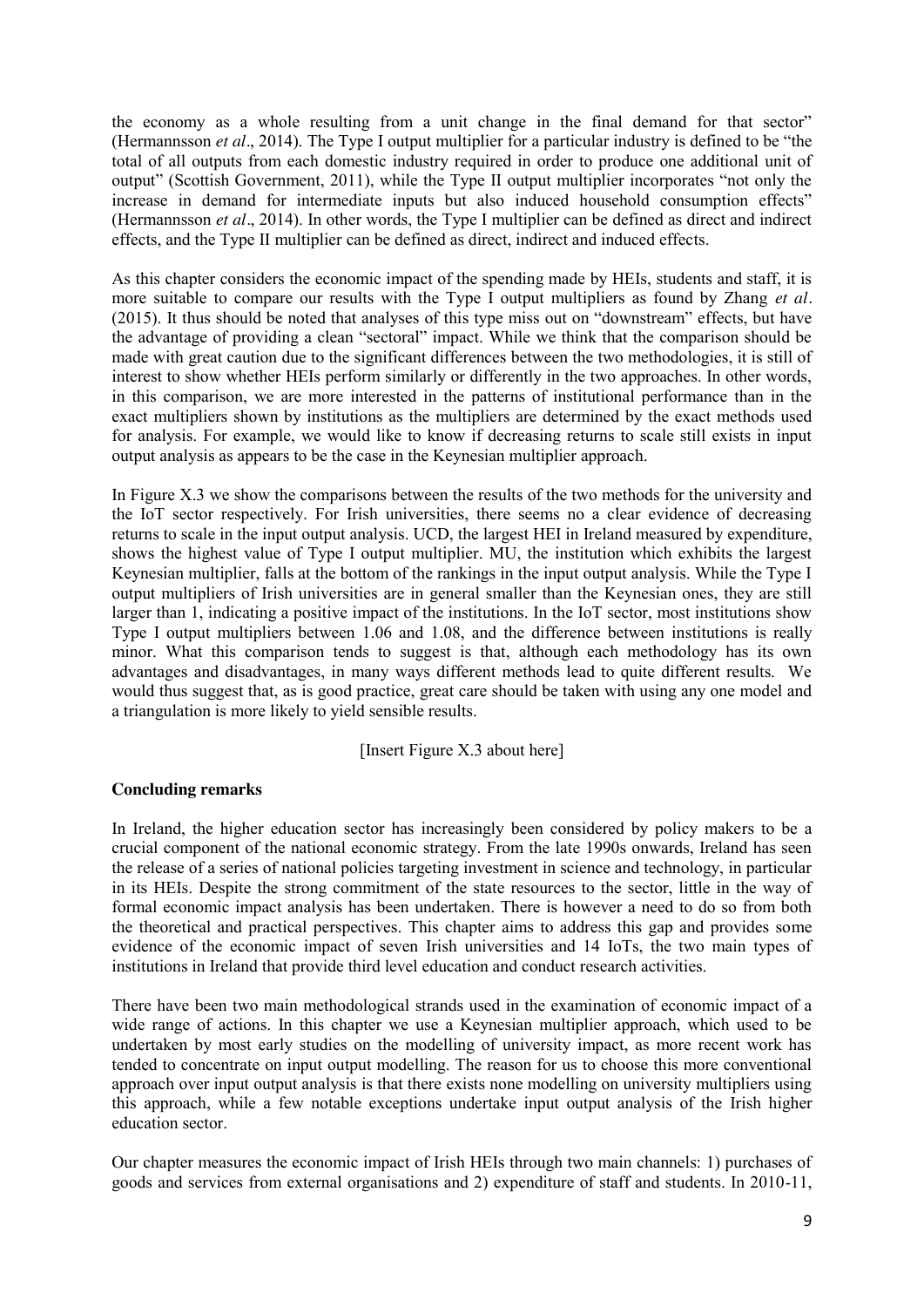the economy as a whole resulting from a unit change in the final demand for that sector" (Hermannsson *et al*., 2014). The Type I output multiplier for a particular industry is defined to be "the total of all outputs from each domestic industry required in order to produce one additional unit of output" (Scottish Government, 2011), while the Type II output multiplier incorporates "not only the increase in demand for intermediate inputs but also induced household consumption effects" (Hermannsson *et al*., 2014). In other words, the Type I multiplier can be defined as direct and indirect effects, and the Type II multiplier can be defined as direct, indirect and induced effects.

As this chapter considers the economic impact of the spending made by HEIs, students and staff, it is more suitable to compare our results with the Type I output multipliers as found by Zhang *et al*. (2015). It thus should be noted that analyses of this type miss out on "downstream" effects, but have the advantage of providing a clean "sectoral" impact. While we think that the comparison should be made with great caution due to the significant differences between the two methodologies, it is still of interest to show whether HEIs perform similarly or differently in the two approaches. In other words, in this comparison, we are more interested in the patterns of institutional performance than in the exact multipliers shown by institutions as the multipliers are determined by the exact methods used for analysis. For example, we would like to know if decreasing returns to scale still exists in input output analysis as appears to be the case in the Keynesian multiplier approach.

In Figure X.3 we show the comparisons between the results of the two methods for the university and the IoT sector respectively. For Irish universities, there seems no a clear evidence of decreasing returns to scale in the input output analysis. UCD, the largest HEI in Ireland measured by expenditure, shows the highest value of Type I output multiplier. MU, the institution which exhibits the largest Keynesian multiplier, falls at the bottom of the rankings in the input output analysis. While the Type I output multipliers of Irish universities are in general smaller than the Keynesian ones, they are still larger than 1, indicating a positive impact of the institutions. In the IoT sector, most institutions show Type I output multipliers between 1.06 and 1.08, and the difference between institutions is really minor. What this comparison tends to suggest is that, although each methodology has its own advantages and disadvantages, in many ways different methods lead to quite different results. We would thus suggest that, as is good practice, great care should be taken with using any one model and a triangulation is more likely to yield sensible results.

[Insert Figure X.3 about here]

## Concluding remarks

In Ireland, the higher education sector has increasingly been considered by policy makers to be a crucial component of the national economic strategy. From the late 1990s onwards, Ireland has seen the release of a series of national policies targeting investment in science and technology, in particular in its HEIs. Despite the strong commitment of the state resources to the sector, little in the way of formal economic impact analysis has been undertaken. There is however a need to do so from both the theoretical and practical perspectives. This chapter aims to address this gap and provides some evidence of the economic impact of seven Irish universities and 14 IoTs, the two main types of institutions in Ireland that provide third level education and conduct research activities.

There have been two main methodological strands used in the examination of economic impact of a wide range of actions. In this chapter we use a Keynesian multiplier approach, which used to be undertaken by most early studies on the modelling of university impact, as more recent work has tended to concentrate on input output modelling. The reason for us to choose this more conventional approach over input output analysis is that there exists none modelling on university multipliers using this approach, while a few notable exceptions undertake input output analysis of the Irish higher education sector.

Our chapter measures the economic impact of Irish HEIs through two main channels: 1) purchases of goods and services from external organisations and 2) expenditure of staff and students. In 2010-11,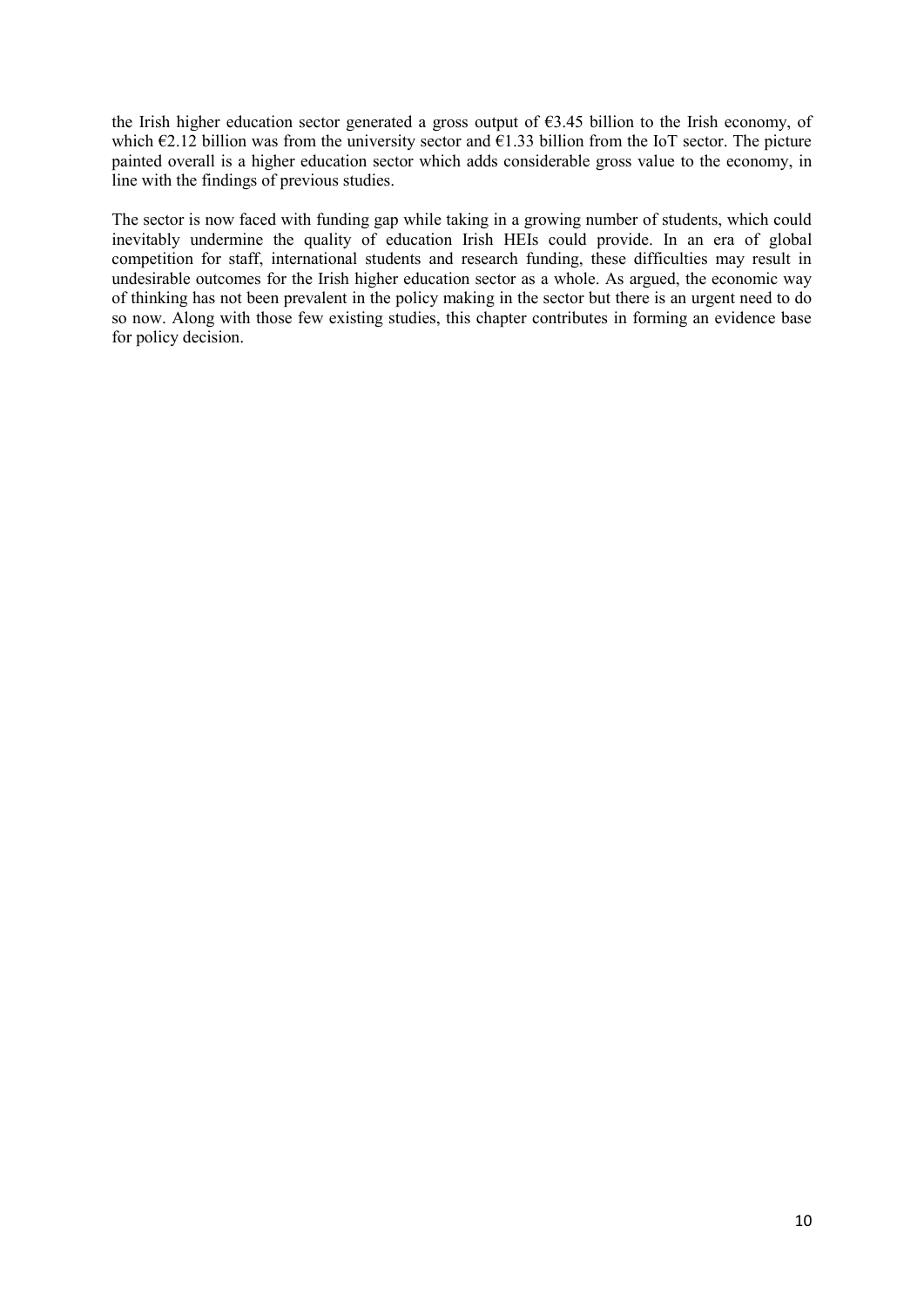the Irish higher education sector generated a gross output of €3.45 billion to the Irish economy, of which €2.12 billion was from the university sector and €1.33 billion from the IoT sector. The picture painted overall is a higher education sector which adds considerable gross value to the economy, in line with the findings of previous studies.

The sector is now faced with funding gap while taking in a growing number of students, which could inevitably undermine the quality of education Irish HEIs could provide. In an era of global competition for staff, international students and research funding, these difficulties may result in undesirable outcomes for the Irish higher education sector as a whole. As argued, the economic way of thinking has not been prevalent in the policy making in the sector but there is an urgent need to do so now. Along with those few existing studies, this chapter contributes in forming an evidence base for policy decision.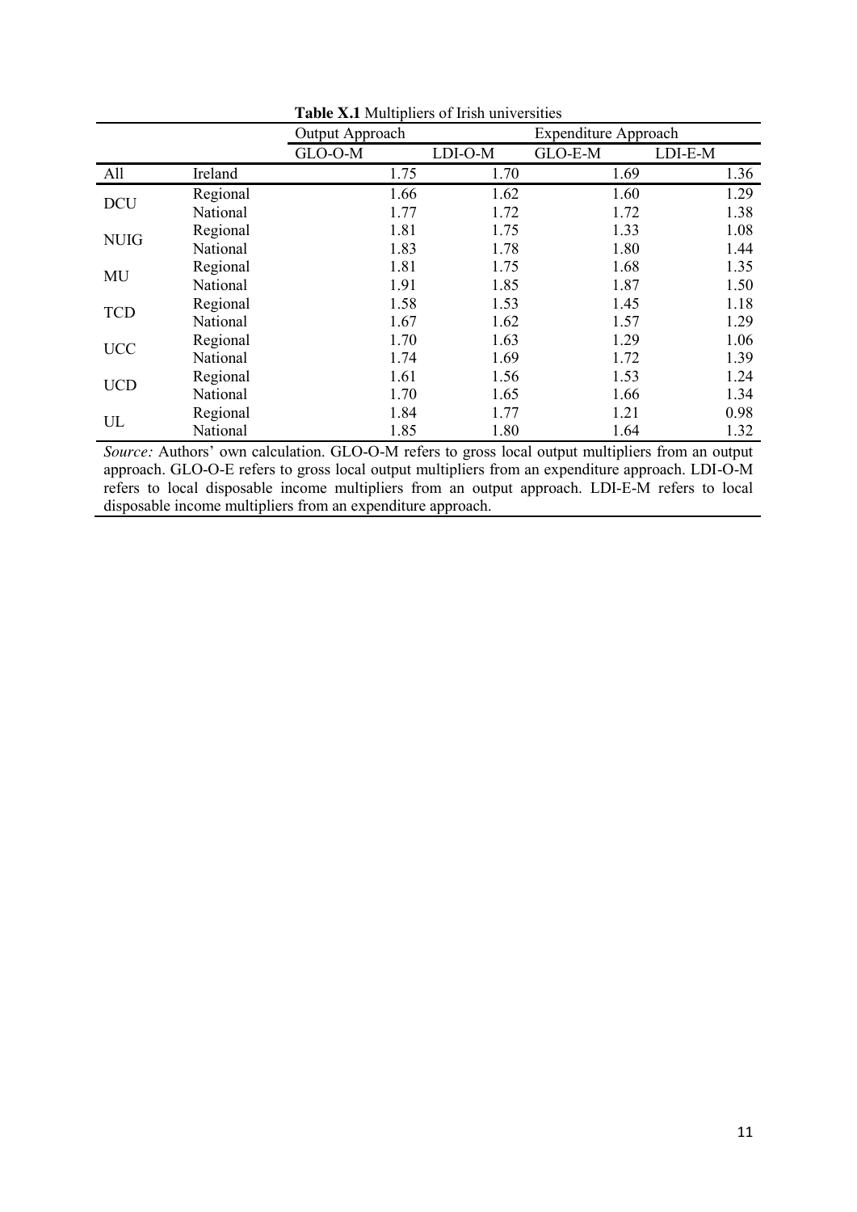**Table X.1** Multipliers of Irish universities

| | | Output Approach | | Expenditure Approach | |
|---|---|---|---|---|---|
| | | GLO-O-M | LDI-O-M | GLO-E-M | LDI-E-M |
| All | Ireland | 1.75 | 1.70 | 1.69 | 1.36 |
| DCU | Regional | 1.66 | 1.62 | 1.60 | 1.29 |
| | National | 1.77 | 1.72 | 1.72 | 1.38 |
| NUIG | Regional | 1.81 | 1.75 | 1.33 | 1.08 |
| | National | 1.83 | 1.78 | 1.80 | 1.44 |
| MU | Regional | 1.81 | 1.75 | 1.68 | 1.35 |
| | National | 1.91 | 1.85 | 1.87 | 1.50 |
| TCD | Regional | 1.58 | 1.53 | 1.45 | 1.18 |
| | National | 1.67 | 1.62 | 1.57 | 1.29 |
| UCC | Regional | 1.70 | 1.63 | 1.29 | 1.06 |
| | National | 1.74 | 1.69 | 1.72 | 1.39 |
| UCD | Regional | 1.61 | 1.56 | 1.53 | 1.24 |
| | National | 1.70 | 1.65 | 1.66 | 1.34 |
| UL | Regional | 1.84 | 1.77 | 1.21 | 0.98 |
| | National | 1.85 | 1.80 | 1.64 | 1.32 |

*Source:* Authors' own calculation. GLO-O-M refers to gross local output multipliers from an output approach. GLO-O-E refers to gross local output multipliers from an expenditure approach. LDI-O-M refers to local disposable income multipliers from an output approach. LDI-E-M refers to local disposable income multipliers from an expenditure approach.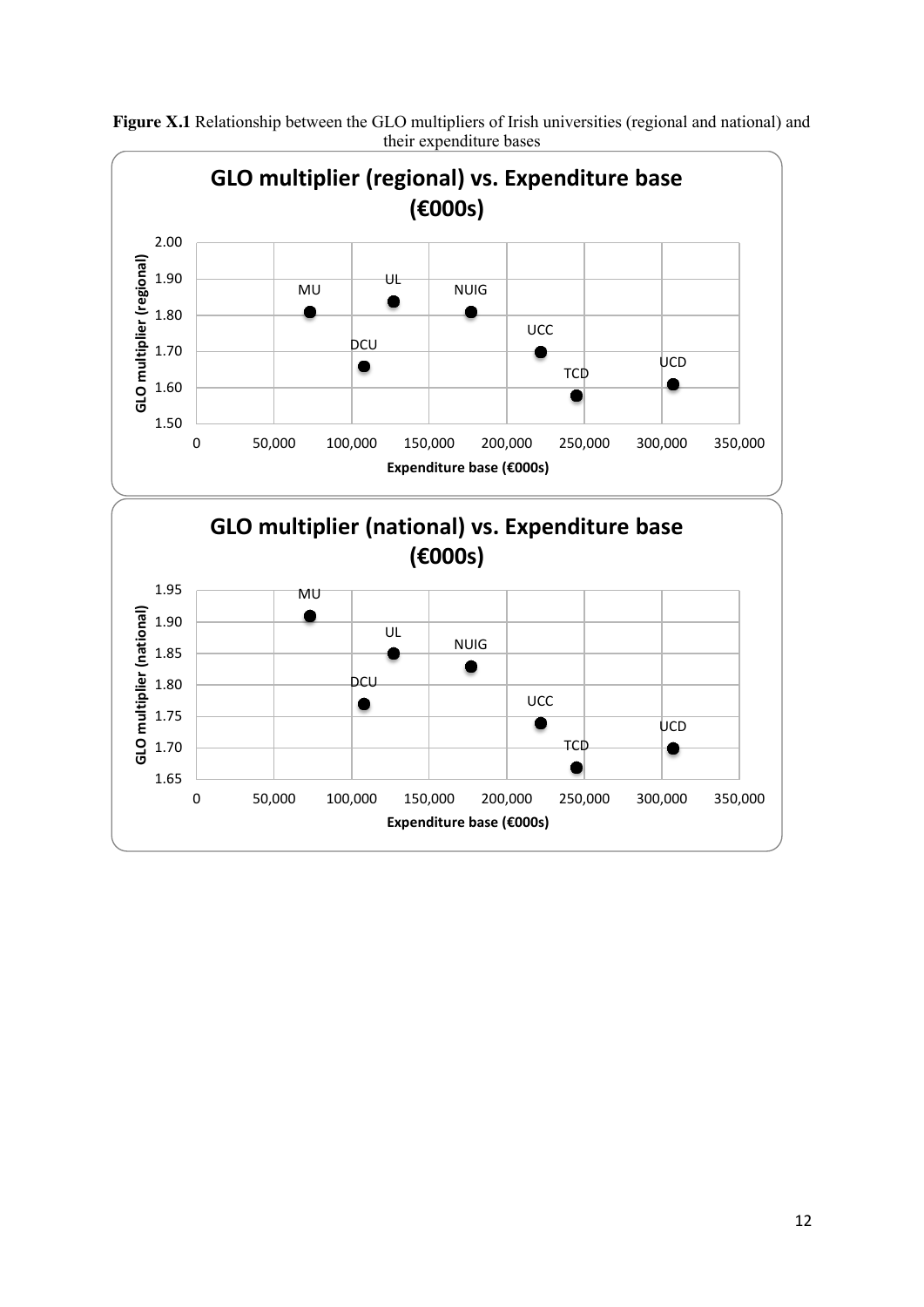**Figure X.1** Relationship between the GLO multipliers of Irish universities (regional and national) and their expenditure bases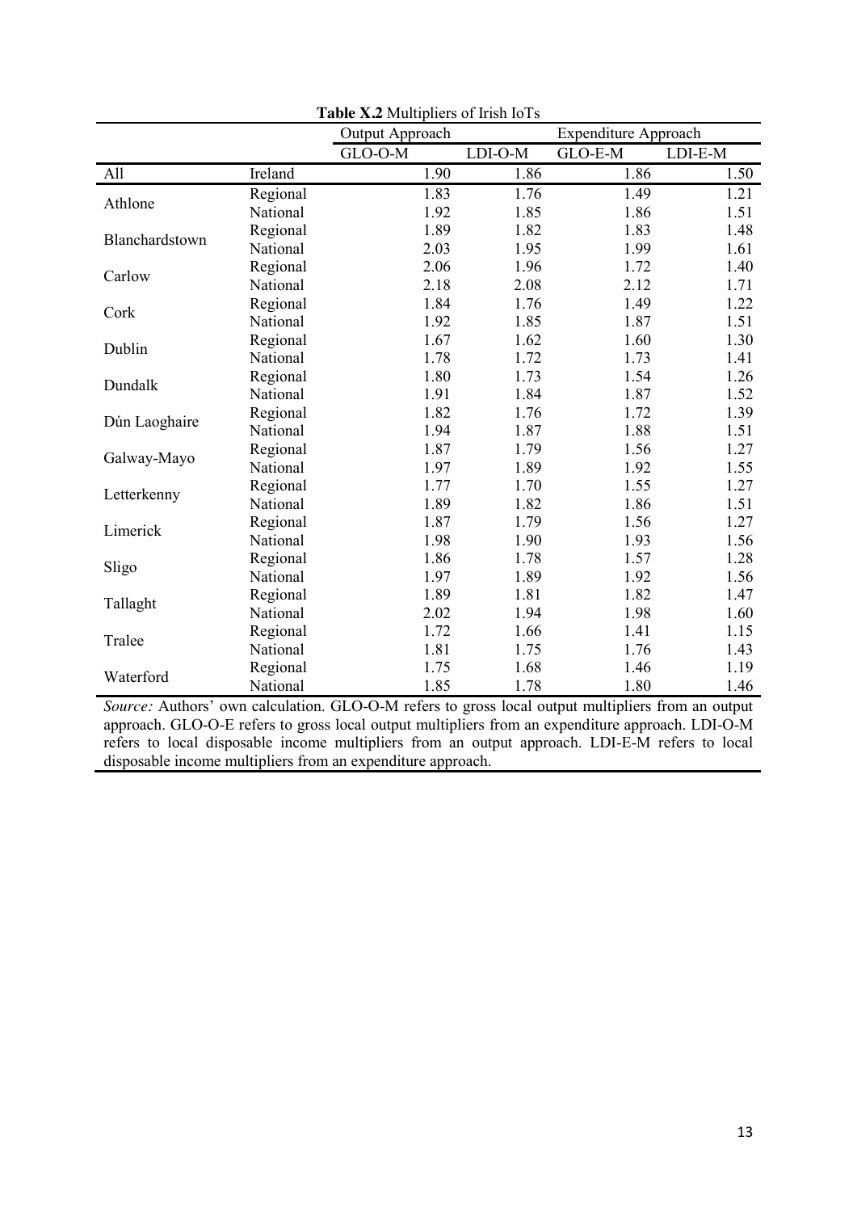**Table X.2** Multipliers of Irish IoTs

| | | Output Approach | | Expenditure Approach | |
|---|---|---|---|---|---|
| | | GLO-O-M | LDI-O-M | GLO-E-M | LDI-E-M |
| All | Ireland | 1.90 | 1.86 | 1.86 | 1.50 |
| Athlone | Regional | 1.83 | 1.76 | 1.49 | 1.21 |
| | National | 1.92 | 1.85 | 1.86 | 1.51 |
| Blanchardstown | Regional | 1.89 | 1.82 | 1.83 | 1.48 |
| | National | 2.03 | 1.95 | 1.99 | 1.61 |
| Carlow | Regional | 2.06 | 1.96 | 1.72 | 1.40 |
| | National | 2.18 | 2.08 | 2.12 | 1.71 |
| Cork | Regional | 1.84 | 1.76 | 1.49 | 1.22 |
| | National | 1.92 | 1.85 | 1.87 | 1.51 |
| Dublin | Regional | 1.67 | 1.62 | 1.60 | 1.30 |
| | National | 1.78 | 1.72 | 1.73 | 1.41 |
| Dundalk | Regional | 1.80 | 1.73 | 1.54 | 1.26 |
| | National | 1.91 | 1.84 | 1.87 | 1.52 |
| Dún Laoghaire | Regional | 1.82 | 1.76 | 1.72 | 1.39 |
| | National | 1.94 | 1.87 | 1.88 | 1.51 |
| Galway-Mayo | Regional | 1.87 | 1.79 | 1.56 | 1.27 |
| | National | 1.97 | 1.89 | 1.92 | 1.55 |
| Letterkenny | Regional | 1.77 | 1.70 | 1.55 | 1.27 |
| | National | 1.89 | 1.82 | 1.86 | 1.51 |
| Limerick | Regional | 1.87 | 1.79 | 1.56 | 1.27 |
| | National | 1.98 | 1.90 | 1.93 | 1.56 |
| Sligo | Regional | 1.86 | 1.78 | 1.57 | 1.28 |
| | National | 1.97 | 1.89 | 1.92 | 1.56 |
| Tallaght | Regional | 1.89 | 1.81 | 1.82 | 1.47 |
| | National | 2.02 | 1.94 | 1.98 | 1.60 |
| Tralee | Regional | 1.72 | 1.66 | 1.41 | 1.15 |
| | National | 1.81 | 1.75 | 1.76 | 1.43 |
| Waterford | Regional | 1.75 | 1.68 | 1.46 | 1.19 |
| | National | 1.85 | 1.78 | 1.80 | 1.46 |

*Source:* Authors' own calculation. GLO-O-M refers to gross local output multipliers from an output approach. GLO-O-E refers to gross local output multipliers from an expenditure approach. LDI-O-M refers to local disposable income multipliers from an output approach. LDI-E-M refers to local disposable income multipliers from an expenditure approach.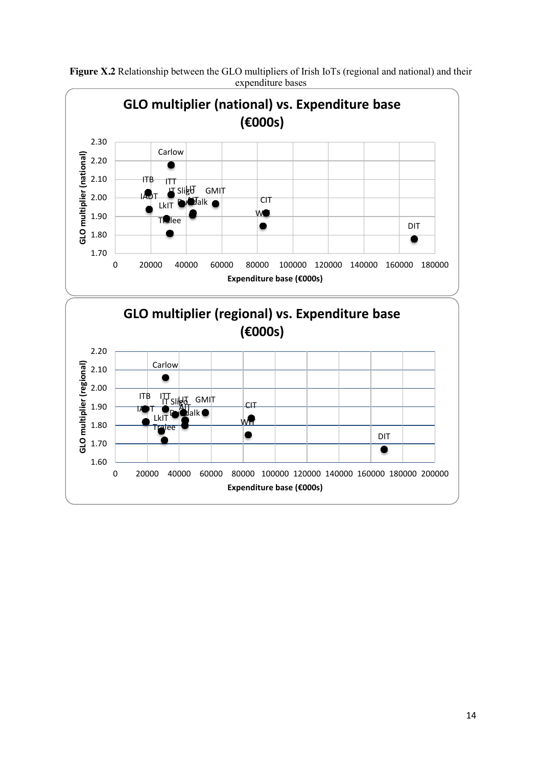**Figure X.2** Relationship between the GLO multipliers of Irish IoTs (regional and national) and their expenditure bases

**GLO multiplier (national) vs. Expenditure base (€000s)**

**GLO multiplier (regional) vs. Expenditure base (€000s)**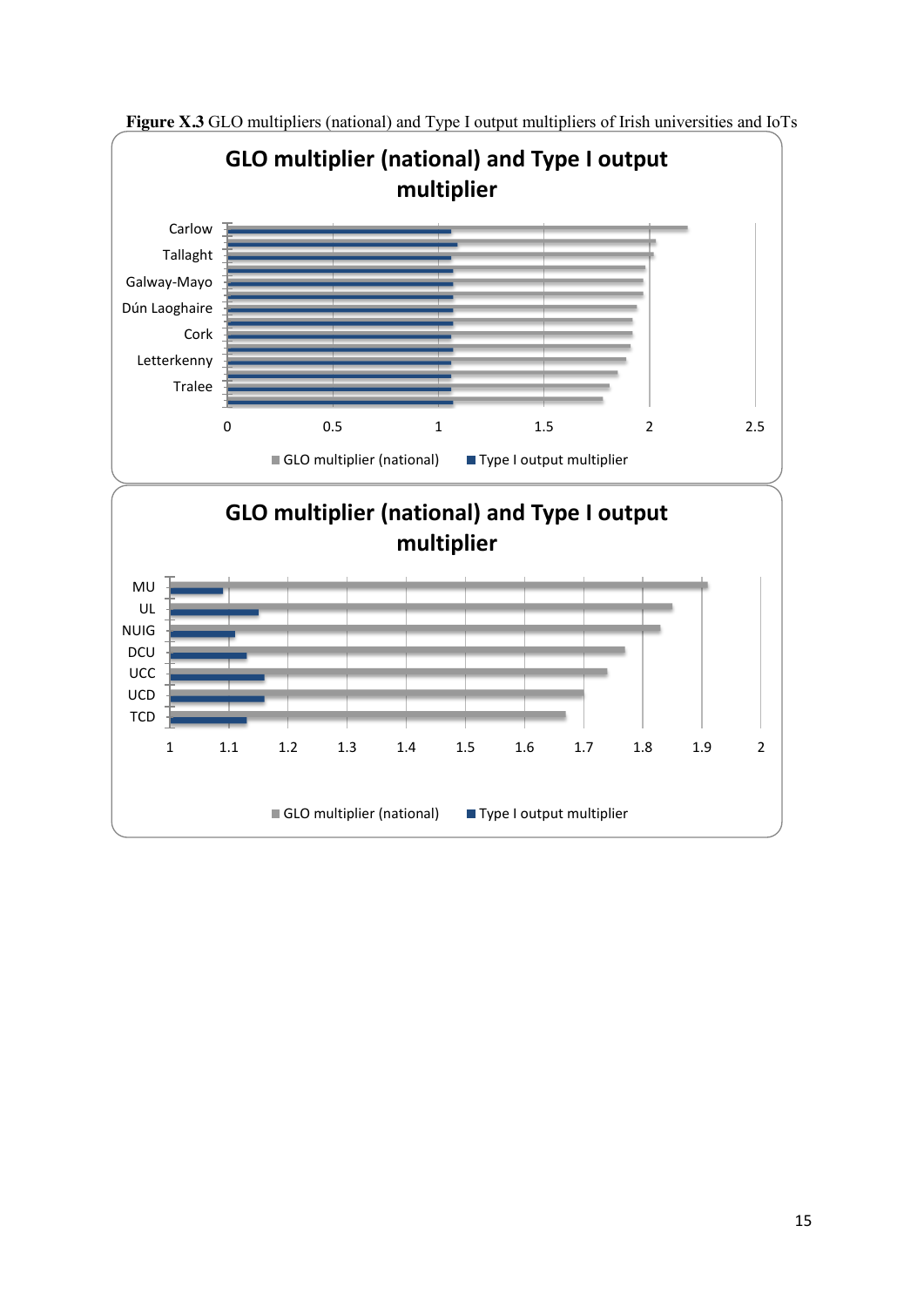**Figure X.3** GLO multipliers (national) and Type I output multipliers of Irish universities and IoTs

GLO multiplier (national) and Type I output multiplier

Carlow
Tallaght
Galway-Mayo
Dún Laoghaire
Cork
Letterkenny
Tralee

0 0.5 1 1.5 2 2.5

■ GLO multiplier (national) ■ Type I output multiplier

GLO multiplier (national) and Type I output multiplier

MU
UL
NUIG
DCU
UCC
UCD
TCD

1 1.1 1.2 1.3 1.4 1.5 1.6 1.7 1.8 1.9 2

■ GLO multiplier (national) ■ Type I output multiplier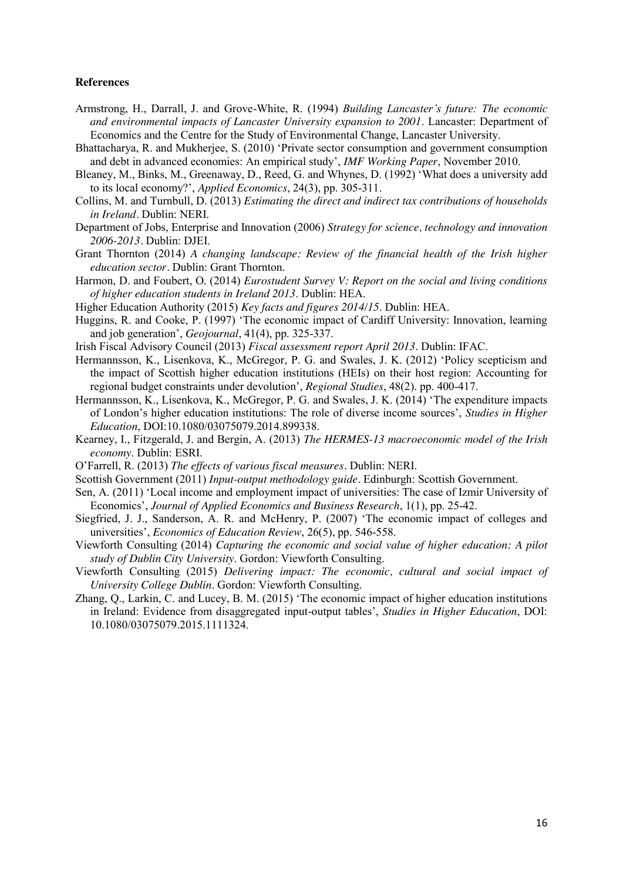**References**

Armstrong, H., Darrall, J. and Grove-White, R. (1994) *Building Lancaster's future: The economic and environmental impacts of Lancaster University expansion to 2001*. Lancaster: Department of Economics and the Centre for the Study of Environmental Change, Lancaster University.

Bhattacharya, R. and Mukherjee, S. (2010) 'Private sector consumption and government consumption and debt in advanced economies: An empirical study', *IMF Working Paper*, November 2010.

Bleaney, M., Binks, M., Greenaway, D., Reed, G. and Whynes, D. (1992) 'What does a university add to its local economy?', *Applied Economics*, 24(3), pp. 305-311.

Collins, M. and Turnbull, D. (2013) *Estimating the direct and indirect tax contributions of households in Ireland*. Dublin: NERI.

Department of Jobs, Enterprise and Innovation (2006) *Strategy for science, technology and innovation 2006-2013*. Dublin: DJEI.

Grant Thornton (2014) *A changing landscape: Review of the financial health of the Irish higher education sector*. Dublin: Grant Thornton.

Harmon, D. and Foubert, O. (2014) *Eurostudent Survey V: Report on the social and living conditions of higher education students in Ireland 2013*. Dublin: HEA.

Higher Education Authority (2015) *Key facts and figures 2014/15*. Dublin: HEA.

Huggins, R. and Cooke, P. (1997) 'The economic impact of Cardiff University: Innovation, learning and job generation', *Geojournal*, 41(4), pp. 325-337.

Irish Fiscal Advisory Council (2013) *Fiscal assessment report April 2013*. Dublin: IFAC.

Hermannsson, K., Lisenkova, K., McGregor, P. G. and Swales, J. K. (2012) 'Policy scepticism and the impact of Scottish higher education institutions (HEIs) on their host region: Accounting for regional budget constraints under devolution', *Regional Studies*, 48(2). pp. 400-417.

Hermannsson, K., Lisenkova, K., McGregor, P. G. and Swales, J. K. (2014) 'The expenditure impacts of London's higher education institutions: The role of diverse income sources', *Studies in Higher Education*, DOI:10.1080/03075079.2014.899338.

Kearney, I., Fitzgerald, J. and Bergin, A. (2013) *The HERMES-13 macroeconomic model of the Irish economy*. Dublin: ESRI.

O'Farrell, R. (2013) *The effects of various fiscal measures*. Dublin: NERI.

Scottish Government (2011) *Input-output methodology guide*. Edinburgh: Scottish Government.

Sen, A. (2011) 'Local income and employment impact of universities: The case of Izmir University of Economics', *Journal of Applied Economics and Business Research*, 1(1), pp. 25-42.

Siegfried, J. J., Sanderson, A. R. and McHenry, P. (2007) 'The economic impact of colleges and universities', *Economics of Education Review*, 26(5), pp. 546-558.

Viewforth Consulting (2014) *Capturing the economic and social value of higher education: A pilot study of Dublin City University*. Gordon: Viewforth Consulting.

Viewforth Consulting (2015) *Delivering impact: The economic, cultural and social impact of University College Dublin*. Gordon: Viewforth Consulting.

Zhang, Q., Larkin, C. and Lucey, B. M. (2015) 'The economic impact of higher education institutions in Ireland: Evidence from disaggregated input-output tables', *Studies in Higher Education*, DOI: 10.1080/03075079.2015.1111324.